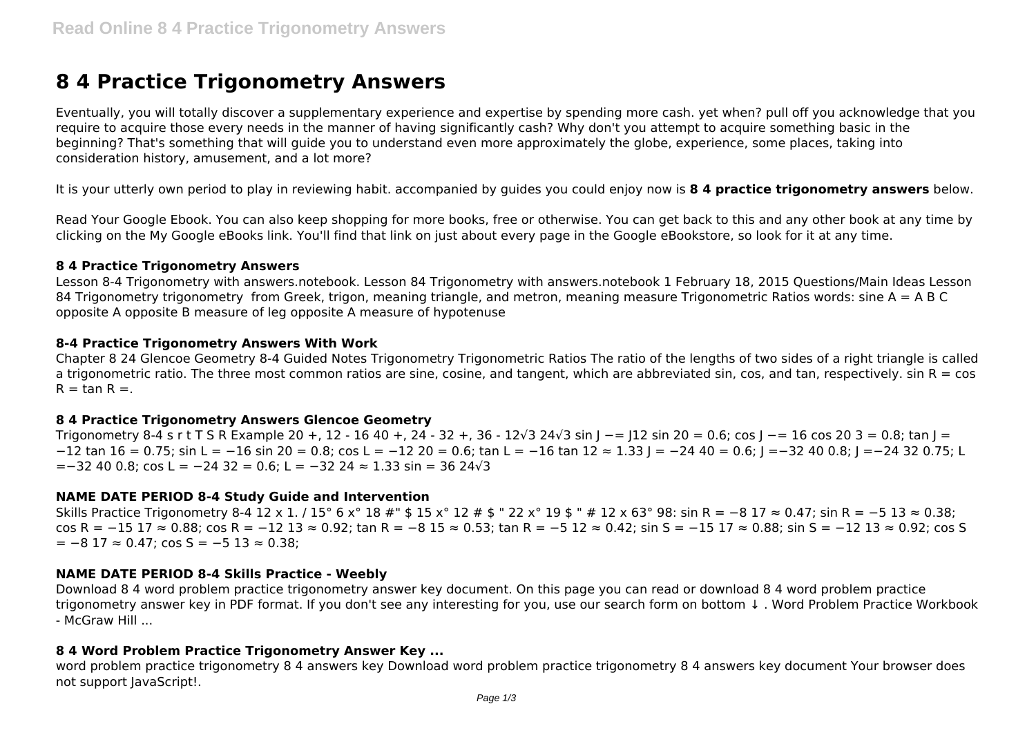# 8 4 Practice Trigonometry Answers

Eventually, you will totally discover a supplementary experience and expertise by spending more cash. yet when? pull off you acknowledge that you require to acquire those every needs in the manner of having significantly cash? Why don't you attempt to acquire something basic in the beginning? That's something that will guide you to understand even more approximately the globe, experience, some places, taking into consideration history, amusement, and a lot more?

It is your utterly own period to play in reviewing habit. accompanied by guides you could enjoy now is **8 4 practice trigonometry answers** below.

Read Your Google Ebook. You can also keep shopping for more books, free or otherwise. You can get back to this and any other book at any time by clicking on the My Google eBooks link. You'll find that link on just about every page in the Google eBookstore, so look for it at any time.

### 8 4 Practice Trigonometry Answers

Lesson 8-4 Trigonometry with answers.notebook. Lesson 84 Trigonometry with answers.notebook 1 February 18, 2015 Questions/Main Ideas Lesson 84 Trigonometry trigonometry  from Greek, trigon, meaning triangle, and metron, meaning measure Trigonometric Ratios words: sine A = A B C opposite A opposite B measure of leg opposite A measure of hypotenuse

### 8-4 Practice Trigonometry Answers With Work

Chapter 8 24 Glencoe Geometry 8-4 Guided Notes Trigonometry Trigonometric Ratios The ratio of the lengths of two sides of a right triangle is called a trigonometric ratio. The three most common ratios are sine, cosine, and tangent, which are abbreviated sin, cos, and tan, respectively. sin R = cos R = tan R =.

### 8 4 Practice Trigonometry Answers Glencoe Geometry

Trigonometry 8-4 s r t T S R Example 20 +, 12 - 16 40 +, 24 - 32 +, 36 - 12√3 24√3 sin J −= J12 sin 20 = 0.6; cos J −= 16 cos 20 3 = 0.8; tan J = −12 tan 16 = 0.75; sin L = −16 sin 20 = 0.8; cos L = −12 20 = 0.6; tan L = −16 tan 12 ≈ 1.33 J = −24 40 = 0.6; J =−32 40 0.8; J =−24 32 0.75; L =−32 40 0.8; cos L = −24 32 = 0.6; L = −32 24 ≈ 1.33 sin = 36 24√3

### NAME DATE PERIOD 8-4 Study Guide and Intervention

Skills Practice Trigonometry 8-4 12 x 1. / 15° 6 x° 18 #" $ 15 x° 12 # $ " 22 x° 19 $ " # 12 x 63° 98: sin R = −8 17 ≈ 0.47; sin R = −5 13 ≈ 0.38; cos R = −15 17 ≈ 0.88; cos R = −12 13 ≈ 0.92; tan R = −8 15 ≈ 0.53; tan R = −5 12 ≈ 0.42; sin S = −15 17 ≈ 0.88; sin S = −12 13 ≈ 0.92; cos S = −8 17 ≈ 0.47; cos S = −5 13 ≈ 0.38;

### NAME DATE PERIOD 8-4 Skills Practice - Weebly

Download 8 4 word problem practice trigonometry answer key document. On this page you can read or download 8 4 word problem practice trigonometry answer key in PDF format. If you don't see any interesting for you, use our search form on bottom ↓ . Word Problem Practice Workbook - McGraw Hill ...

### 8 4 Word Problem Practice Trigonometry Answer Key ...

word problem practice trigonometry 8 4 answers key Download word problem practice trigonometry 8 4 answers key document Your browser does not support JavaScript!.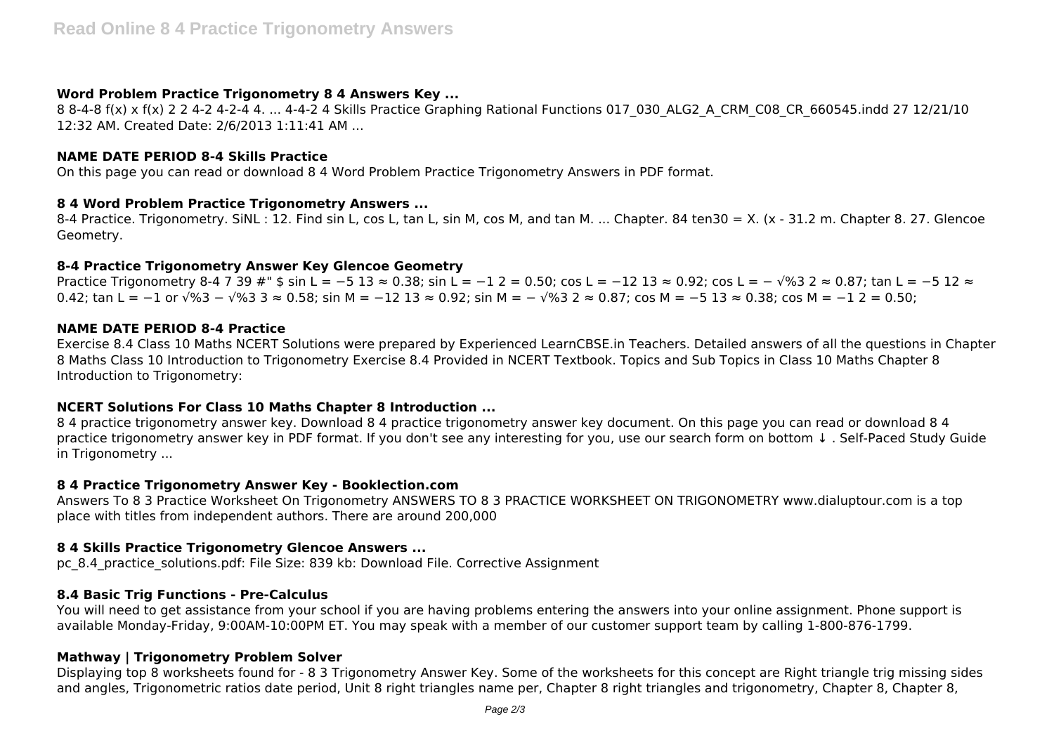### Word Problem Practice Trigonometry 8 4 Answers Key ...

8 8-4-8 f(x) x f(x) 2 2 4-2 4-2-4 4. ... 4-4-2 4 Skills Practice Graphing Rational Functions 017_030_ALG2_A_CRM_C08_CR_660545.indd 27 12/21/10 12:32 AM. Created Date: 2/6/2013 1:11:41 AM ...

### NAME DATE PERIOD 8-4 Skills Practice

On this page you can read or download 8 4 Word Problem Practice Trigonometry Answers in PDF format.

### 8 4 Word Problem Practice Trigonometry Answers ...

8-4 Practice. Trigonometry. SiNL : 12. Find sin L, cos L, tan L, sin M, cos M, and tan M. ... Chapter. 84 ten30 = X. (x - 31.2 m. Chapter 8. 27. Glencoe Geometry.

### 8-4 Practice Trigonometry Answer Key Glencoe Geometry

Practice Trigonometry 8-4 7 39 #" $ sin L = −5 13 ≈ 0.38; sin L = −1 2 = 0.50; cos L = −12 13 ≈ 0.92; cos L = − √%3 2 ≈ 0.87; tan L = −5 12 ≈ 0.42; tan L = −1 or √%3 − √%3 3 ≈ 0.58; sin M = −12 13 ≈ 0.92; sin M = − √%3 2 ≈ 0.87; cos M = −5 13 ≈ 0.38; cos M = −1 2 = 0.50;

### NAME DATE PERIOD 8-4 Practice

Exercise 8.4 Class 10 Maths NCERT Solutions were prepared by Experienced LearnCBSE.in Teachers. Detailed answers of all the questions in Chapter 8 Maths Class 10 Introduction to Trigonometry Exercise 8.4 Provided in NCERT Textbook. Topics and Sub Topics in Class 10 Maths Chapter 8 Introduction to Trigonometry:

### NCERT Solutions For Class 10 Maths Chapter 8 Introduction ...

8 4 practice trigonometry answer key. Download 8 4 practice trigonometry answer key document. On this page you can read or download 8 4 practice trigonometry answer key in PDF format. If you don't see any interesting for you, use our search form on bottom ↓ . Self-Paced Study Guide in Trigonometry ...

### 8 4 Practice Trigonometry Answer Key - Booklection.com

Answers To 8 3 Practice Worksheet On Trigonometry ANSWERS TO 8 3 PRACTICE WORKSHEET ON TRIGONOMETRY www.dialuptour.com is a top place with titles from independent authors. There are around 200,000

### 8 4 Skills Practice Trigonometry Glencoe Answers ...

pc_8.4_practice_solutions.pdf: File Size: 839 kb: Download File. Corrective Assignment

### 8.4 Basic Trig Functions - Pre-Calculus

You will need to get assistance from your school if you are having problems entering the answers into your online assignment. Phone support is available Monday-Friday, 9:00AM-10:00PM ET. You may speak with a member of our customer support team by calling 1-800-876-1799.

### Mathway | Trigonometry Problem Solver

Displaying top 8 worksheets found for - 8 3 Trigonometry Answer Key. Some of the worksheets for this concept are Right triangle trig missing sides and angles, Trigonometric ratios date period, Unit 8 right triangles name per, Chapter 8 right triangles and trigonometry, Chapter 8, Chapter 8,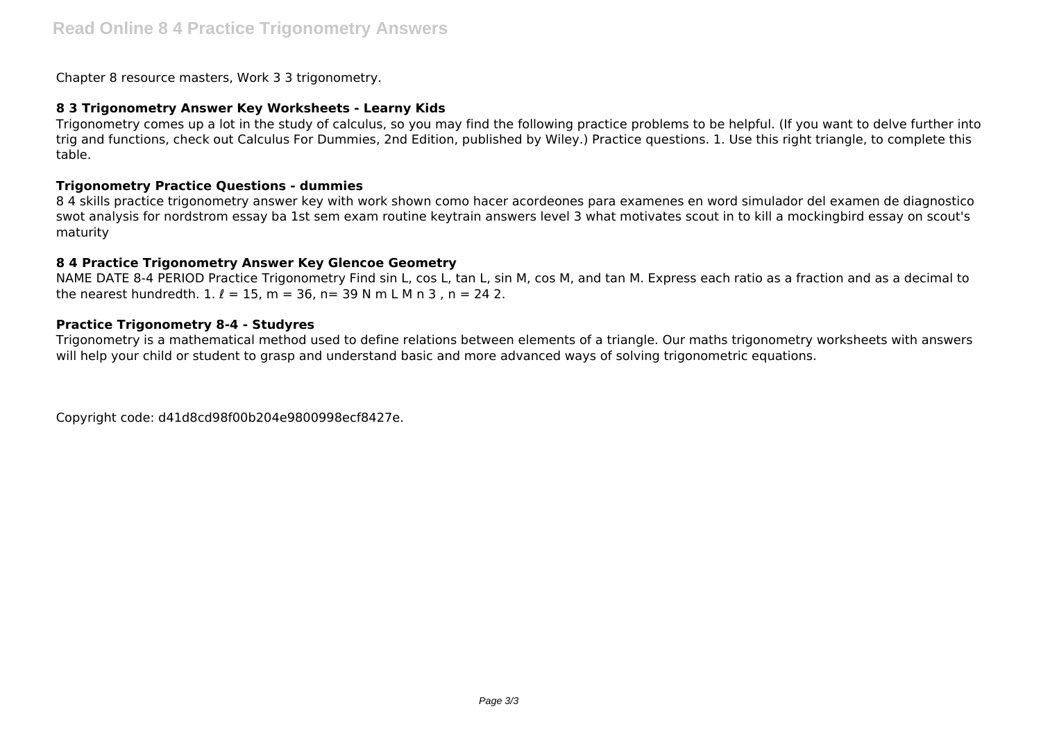Chapter 8 resource masters, Work 3 3 trigonometry.

**8 3 Trigonometry Answer Key Worksheets - Learny Kids**

Trigonometry comes up a lot in the study of calculus, so you may find the following practice problems to be helpful. (If you want to delve further into trig and functions, check out Calculus For Dummies, 2nd Edition, published by Wiley.) Practice questions. 1. Use this right triangle, to complete this table.

**Trigonometry Practice Questions - dummies**

8 4 skills practice trigonometry answer key with work shown como hacer acordeones para examenes en word simulador del examen de diagnostico swot analysis for nordstrom essay ba 1st sem exam routine keytrain answers level 3 what motivates scout in to kill a mockingbird essay on scout's maturity

**8 4 Practice Trigonometry Answer Key Glencoe Geometry**

NAME DATE 8-4 PERIOD Practice Trigonometry Find sin L, cos L, tan L, sin M, cos M, and tan M. Express each ratio as a fraction and as a decimal to the nearest hundredth. 1. $\ell$ = 15, m = 36, n= 39 N m L M n 3 , n = 24 2.

**Practice Trigonometry 8-4 - Studyres**

Trigonometry is a mathematical method used to define relations between elements of a triangle. Our maths trigonometry worksheets with answers will help your child or student to grasp and understand basic and more advanced ways of solving trigonometric equations.

Copyright code: d41d8cd98f00b204e9800998ecf8427e.